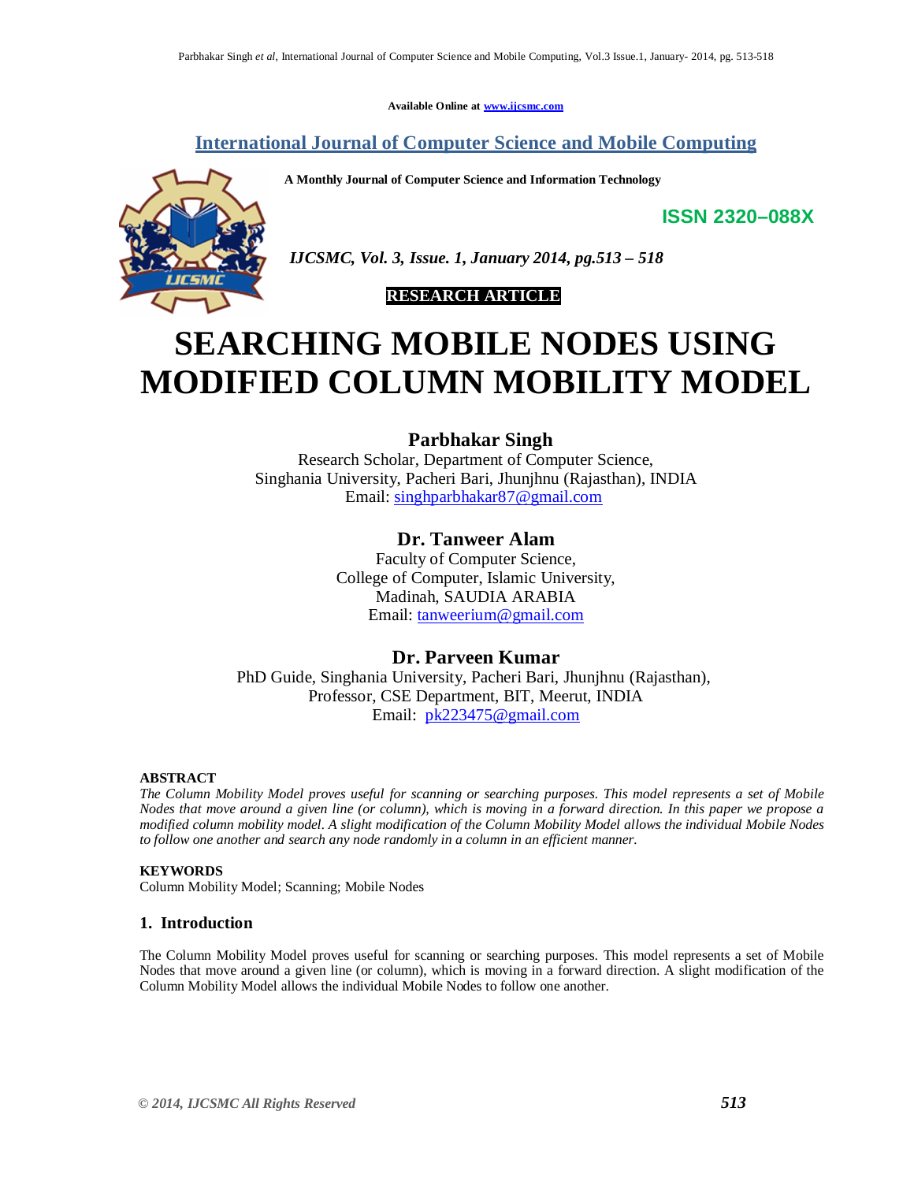Available Online at www.ijcsmc.com

## International Journal of Computer Science and Mobile Computing

**A Monthly Journal of Computer Science and Information Technology**

**ISSN 2320–088X**

***IJCSMC, Vol. 3, Issue. 1, January 2014, pg.513 – 518***

**RESEARCH ARTICLE**

# SEARCHING MOBILE NODES USING MODIFIED COLUMN MOBILITY MODEL

**Parbhakar Singh**
Research Scholar, Department of Computer Science,
Singhania University, Pacheri Bari, Jhunjhnu (Rajasthan), INDIA
Email: singhparbhakar87@gmail.com

**Dr. Tanweer Alam**
Faculty of Computer Science,
College of Computer, Islamic University,
Madinah, SAUDIA ARABIA
Email: tanweerium@gmail.com

**Dr. Parveen Kumar**
PhD Guide, Singhania University, Pacheri Bari, Jhunjhnu (Rajasthan),
Professor, CSE Department, BIT, Meerut, INDIA
Email: pk223475@gmail.com

**ABSTRACT**

*The Column Mobility Model proves useful for scanning or searching purposes. This model represents a set of Mobile Nodes that move around a given line (or column), which is moving in a forward direction. In this paper we propose a modified column mobility model. A slight modification of the Column Mobility Model allows the individual Mobile Nodes to follow one another and search any node randomly in a column in an efficient manner.*

**KEYWORDS**

Column Mobility Model; Scanning; Mobile Nodes

## 1. Introduction

The Column Mobility Model proves useful for scanning or searching purposes. This model represents a set of Mobile Nodes that move around a given line (or column), which is moving in a forward direction. A slight modification of the Column Mobility Model allows the individual Mobile Nodes to follow one another.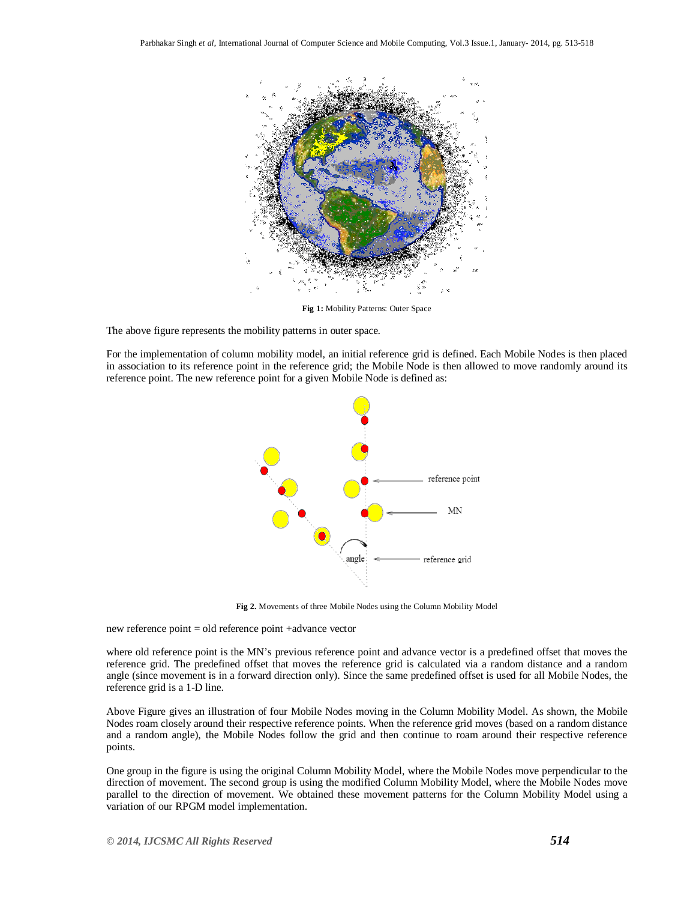**Fig 1:** Mobility Patterns: Outer Space

The above figure represents the mobility patterns in outer space.

For the implementation of column mobility model, an initial reference grid is defined. Each Mobile Nodes is then placed in association to its reference point in the reference grid; the Mobile Node is then allowed to move randomly around its reference point. The new reference point for a given Mobile Node is defined as:

**Fig 2.** Movements of three Mobile Nodes using the Column Mobility Model

new reference point = old reference point +advance vector

where old reference point is the MN's previous reference point and advance vector is a predefined offset that moves the reference grid. The predefined offset that moves the reference grid is calculated via a random distance and a random angle (since movement is in a forward direction only). Since the same predefined offset is used for all Mobile Nodes, the reference grid is a 1-D line.

Above Figure gives an illustration of four Mobile Nodes moving in the Column Mobility Model. As shown, the Mobile Nodes roam closely around their respective reference points. When the reference grid moves (based on a random distance and a random angle), the Mobile Nodes follow the grid and then continue to roam around their respective reference points.

One group in the figure is using the original Column Mobility Model, where the Mobile Nodes move perpendicular to the direction of movement. The second group is using the modified Column Mobility Model, where the Mobile Nodes move parallel to the direction of movement. We obtained these movement patterns for the Column Mobility Model using a variation of our RPGM model implementation.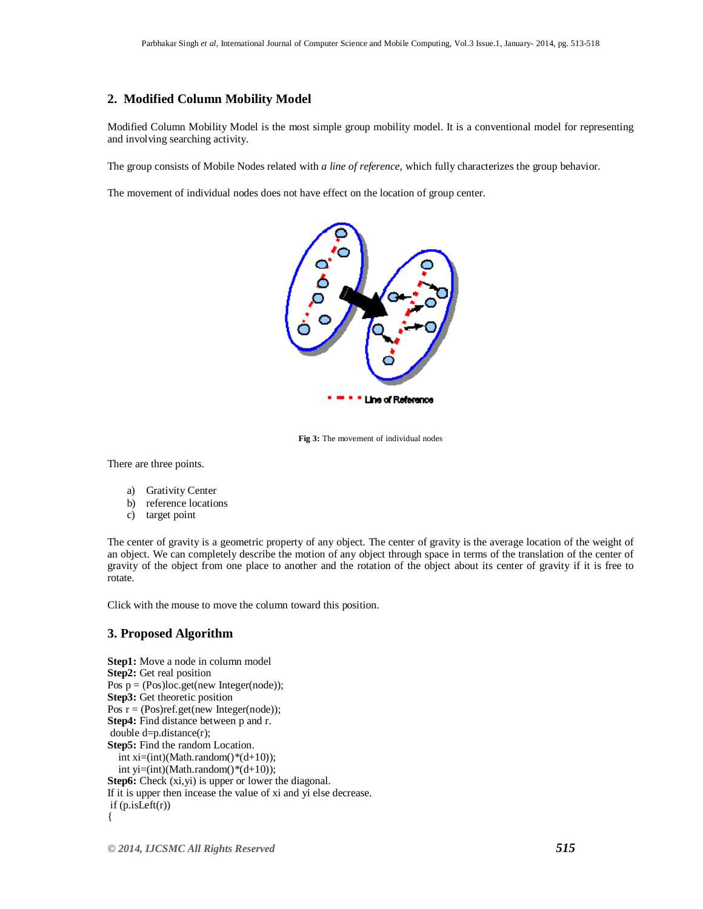## 2. Modified Column Mobility Model

Modified Column Mobility Model is the most simple group mobility model. It is a conventional model for representing and involving searching activity.

The group consists of Mobile Nodes related with *a line of reference,* which fully characterizes the group behavior.

The movement of individual nodes does not have effect on the location of group center.

**Fig 3:** The movement of individual nodes

There are three points.

a) Grativity Center
b) reference locations
c) target point

The center of gravity is a geometric property of any object. The center of gravity is the average location of the weight of an object. We can completely describe the motion of any object through space in terms of the translation of the center of gravity of the object from one place to another and the rotation of the object about its center of gravity if it is free to rotate.

Click with the mouse to move the column toward this position.

## 3. Proposed Algorithm

**Step1:** Move a node in column model
**Step2:** Get real position

```
Pos p = (Pos)loc.get(new Integer(node));
```

**Step3:** Get theoretic position

```
Pos r = (Pos)ref.get(new Integer(node));
```

**Step4:** Find distance between p and r.

```
double d=p.distance(r);
```

**Step5:** Find the random Location.

```
int xi=(int)(Math.random()*(d+10));
int yi=(int)(Math.random()*(d+10));
```

**Step6:** Check (xi,yi) is upper or lower the diagonal.
If it is upper then incease the value of xi and yi else decrease.

```
if (p.isLeft(r))
{
```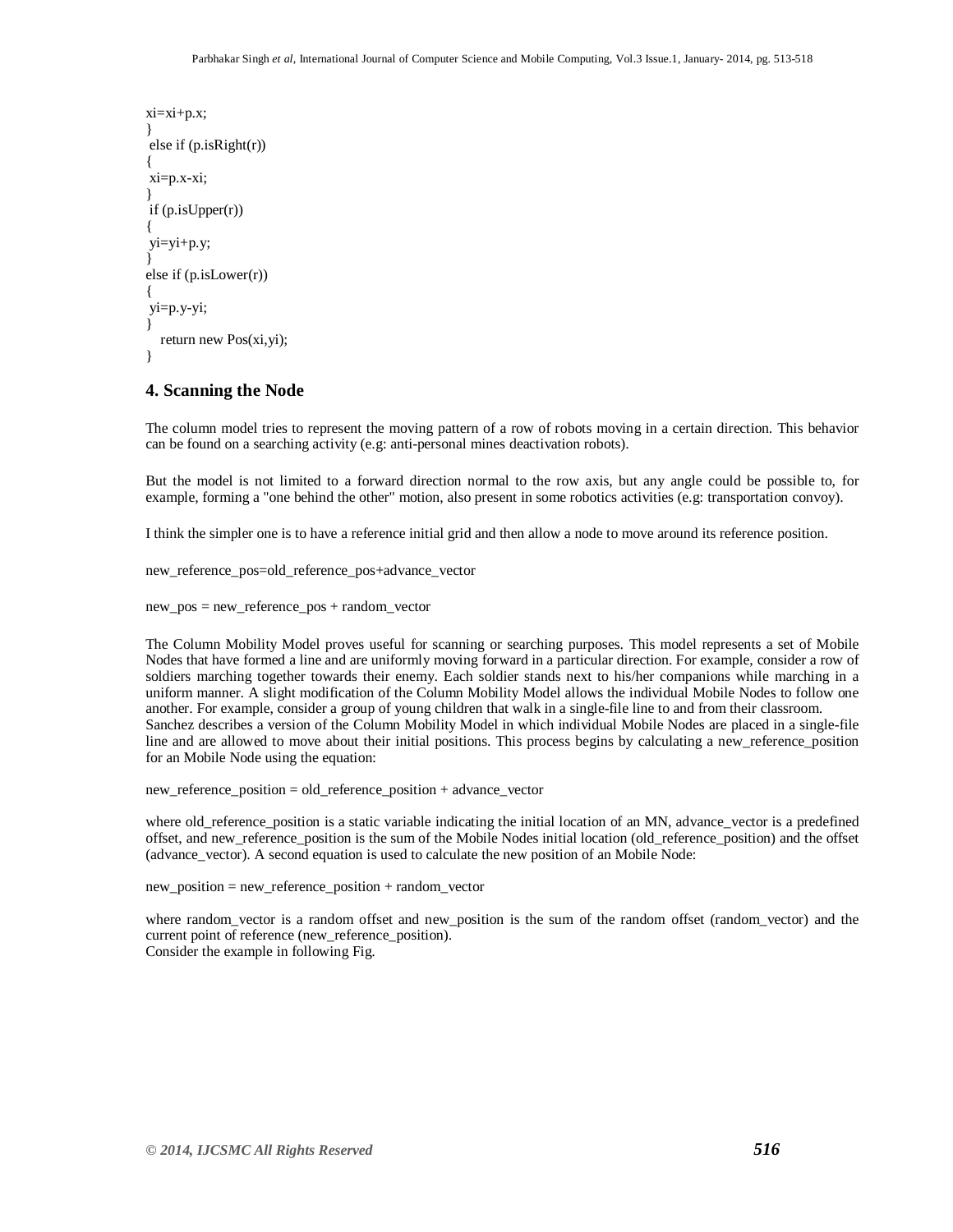```
xi=xi+p.x;
}
 else if (p.isRight(r))
{
 xi=p.x-xi;
}
 if (p.isUpper(r))
{
 yi=yi+p.y;
}
else if (p.isLower(r))
{
 yi=p.y-yi;
}
   return new Pos(xi,yi);
}
```

## 4. Scanning the Node

The column model tries to represent the moving pattern of a row of robots moving in a certain direction. This behavior can be found on a searching activity (e.g: anti-personal mines deactivation robots).

But the model is not limited to a forward direction normal to the row axis, but any angle could be possible to, for example, forming a "one behind the other" motion, also present in some robotics activities (e.g: transportation convoy).

I think the simpler one is to have a reference initial grid and then allow a node to move around its reference position.

new_reference_pos=old_reference_pos+advance_vector

new_pos = new_reference_pos + random_vector

The Column Mobility Model proves useful for scanning or searching purposes. This model represents a set of Mobile Nodes that have formed a line and are uniformly moving forward in a particular direction. For example, consider a row of soldiers marching together towards their enemy. Each soldier stands next to his/her companions while marching in a uniform manner. A slight modification of the Column Mobility Model allows the individual Mobile Nodes to follow one another. For example, consider a group of young children that walk in a single-file line to and from their classroom.
Sanchez describes a version of the Column Mobility Model in which individual Mobile Nodes are placed in a single-file line and are allowed to move about their initial positions. This process begins by calculating a new_reference_position for an Mobile Node using the equation:

new_reference_position = old_reference_position + advance_vector

where old_reference_position is a static variable indicating the initial location of an MN, advance_vector is a predefined offset, and new_reference_position is the sum of the Mobile Nodes initial location (old_reference_position) and the offset (advance_vector). A second equation is used to calculate the new position of an Mobile Node:

new_position = new_reference_position + random_vector

where random_vector is a random offset and new_position is the sum of the random offset (random_vector) and the current point of reference (new_reference_position).
Consider the example in following Fig.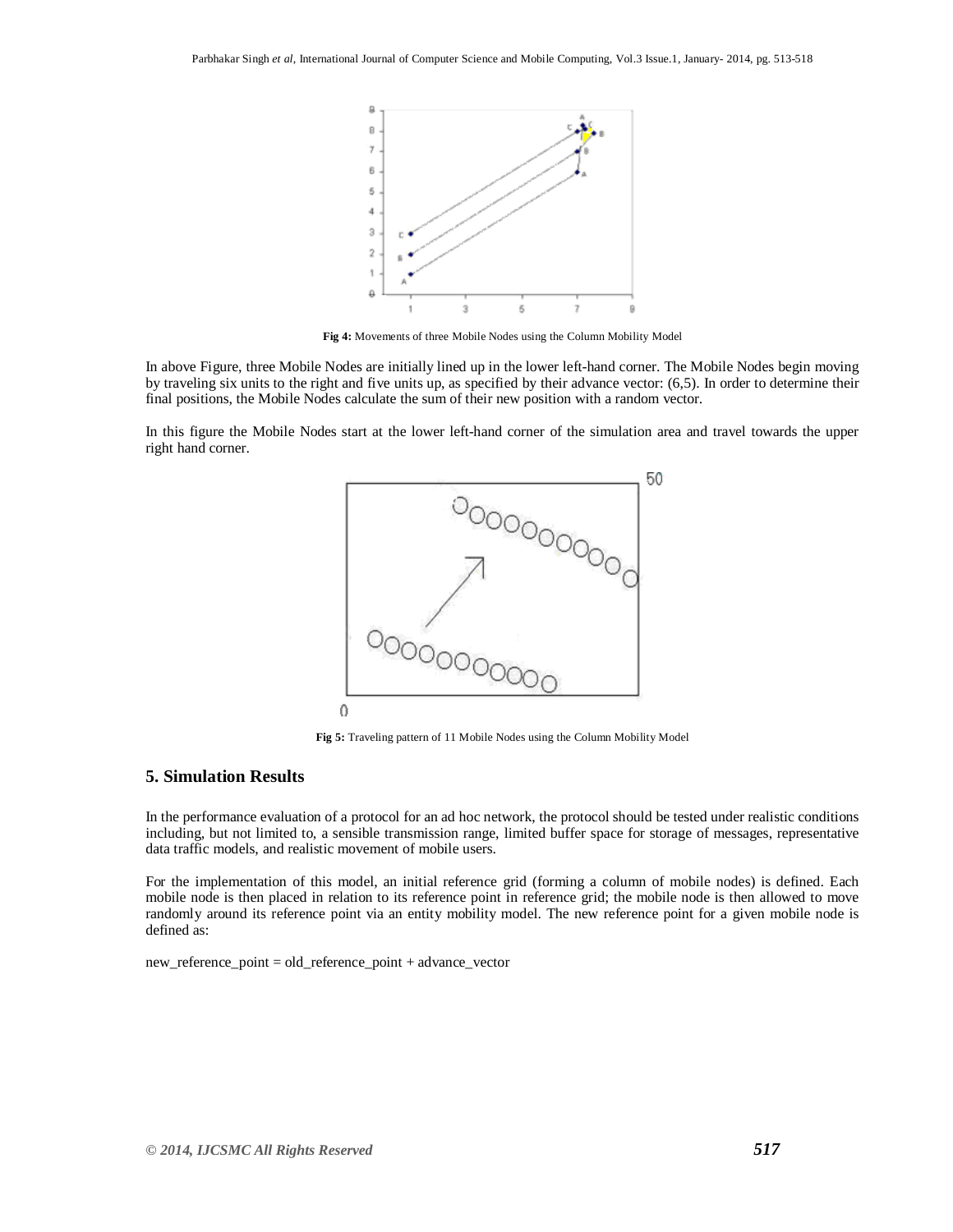**Fig 4:** Movements of three Mobile Nodes using the Column Mobility Model

In above Figure, three Mobile Nodes are initially lined up in the lower left-hand corner. The Mobile Nodes begin moving by traveling six units to the right and five units up, as specified by their advance vector: (6,5). In order to determine their final positions, the Mobile Nodes calculate the sum of their new position with a random vector.

In this figure the Mobile Nodes start at the lower left-hand corner of the simulation area and travel towards the upper right hand corner.

**Fig 5:** Traveling pattern of 11 Mobile Nodes using the Column Mobility Model

## 5. Simulation Results

In the performance evaluation of a protocol for an ad hoc network, the protocol should be tested under realistic conditions including, but not limited to, a sensible transmission range, limited buffer space for storage of messages, representative data traffic models, and realistic movement of mobile users.

For the implementation of this model, an initial reference grid (forming a column of mobile nodes) is defined. Each mobile node is then placed in relation to its reference point in reference grid; the mobile node is then allowed to move randomly around its reference point via an entity mobility model. The new reference point for a given mobile node is defined as:

new_reference_point = old_reference_point + advance_vector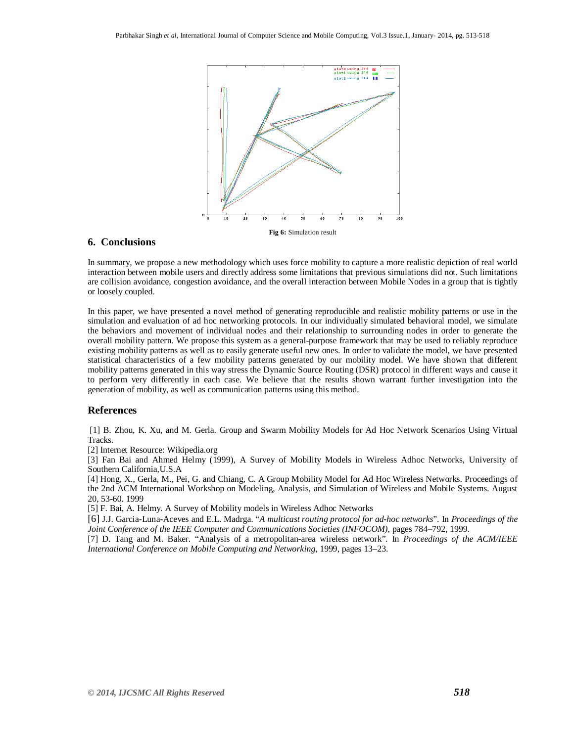plot0 using 3:4
plot1 using 3:4
plot2 using 3:4

0
0 10 20 30 40 50 60 70 80 90 100

**Fig 6:** Simulation result

## 6. Conclusions

In summary, we propose a new methodology which uses force mobility to capture a more realistic depiction of real world interaction between mobile users and directly address some limitations that previous simulations did not. Such limitations are collision avoidance, congestion avoidance, and the overall interaction between Mobile Nodes in a group that is tightly or loosely coupled.

In this paper, we have presented a novel method of generating reproducible and realistic mobility patterns or use in the simulation and evaluation of ad hoc networking protocols. In our individually simulated behavioral model, we simulate the behaviors and movement of individual nodes and their relationship to surrounding nodes in order to generate the overall mobility pattern. We propose this system as a general-purpose framework that may be used to reliably reproduce existing mobility patterns as well as to easily generate useful new ones. In order to validate the model, we have presented statistical characteristics of a few mobility patterns generated by our mobility model. We have shown that different mobility patterns generated in this way stress the Dynamic Source Routing (DSR) protocol in different ways and cause it to perform very differently in each case. We believe that the results shown warrant further investigation into the generation of mobility, as well as communication patterns using this method.

## References

[1] B. Zhou, K. Xu, and M. Gerla. Group and Swarm Mobility Models for Ad Hoc Network Scenarios Using Virtual Tracks.

[2] Internet Resource: Wikipedia.org

[3] Fan Bai and Ahmed Helmy (1999), A Survey of Mobility Models in Wireless Adhoc Networks, University of Southern California,U.S.A

[4] Hong, X., Gerla, M., Pei, G. and Chiang, C. A Group Mobility Model for Ad Hoc Wireless Networks. Proceedings of the 2nd ACM International Workshop on Modeling, Analysis, and Simulation of Wireless and Mobile Systems. August 20, 53-60. 1999

[5] F. Bai, A. Helmy. A Survey of Mobility models in Wireless Adhoc Networks

[6] J.J. Garcia-Luna-Aceves and E.L. Madrga. "*A multicast routing protocol for ad-hoc networks*". In *Proceedings of the Joint Conference of the IEEE Computer and Communications Societies (INFOCOM)*, pages 784–792, 1999.

[7] D. Tang and M. Baker. "Analysis of a metropolitan-area wireless network". In *Proceedings of the ACM/IEEE International Conference on Mobile Computing and Networking*, 1999, pages 13–23.